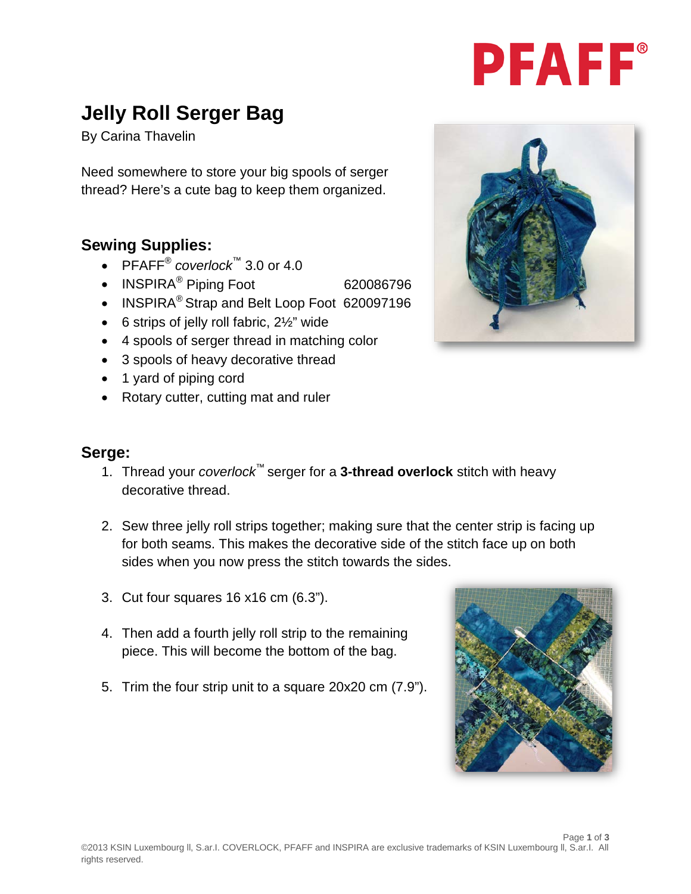# Jelly Roll Serger Bag

By Carina Thavelin

Need somewhere to store your big spools of serger thread? Here's a cute bag to keep them organized.

## Sewing Supplies:

- PFAFF® *coverlock*™ 3.0 or 4.0
- INSPIRA® Piping Foot 620086796
- INSPIRA® Strap and Belt Loop Foot 620097196
- 6 strips of jelly roll fabric, 2½" wide
- 4 spools of serger thread in matching color
- 3 spools of heavy decorative thread
- 1 yard of piping cord
- Rotary cutter, cutting mat and ruler

## Serge:

1. Thread your *coverlock*™ serger for a **3-thread overlock** stitch with heavy decorative thread.

2. Sew three jelly roll strips together; making sure that the center strip is facing up for both seams. This makes the decorative side of the stitch face up on both sides when you now press the stitch towards the sides.

3. Cut four squares 16 x16 cm (6.3").

4. Then add a fourth jelly roll strip to the remaining piece. This will become the bottom of the bag.

5. Trim the four strip unit to a square 20x20 cm (7.9").

©2013 KSIN Luxembourg II, S.ar.I. COVERLOCK, PFAFF and INSPIRA are exclusive trademarks of KSIN Luxembourg II, S.ar.I. All rights reserved.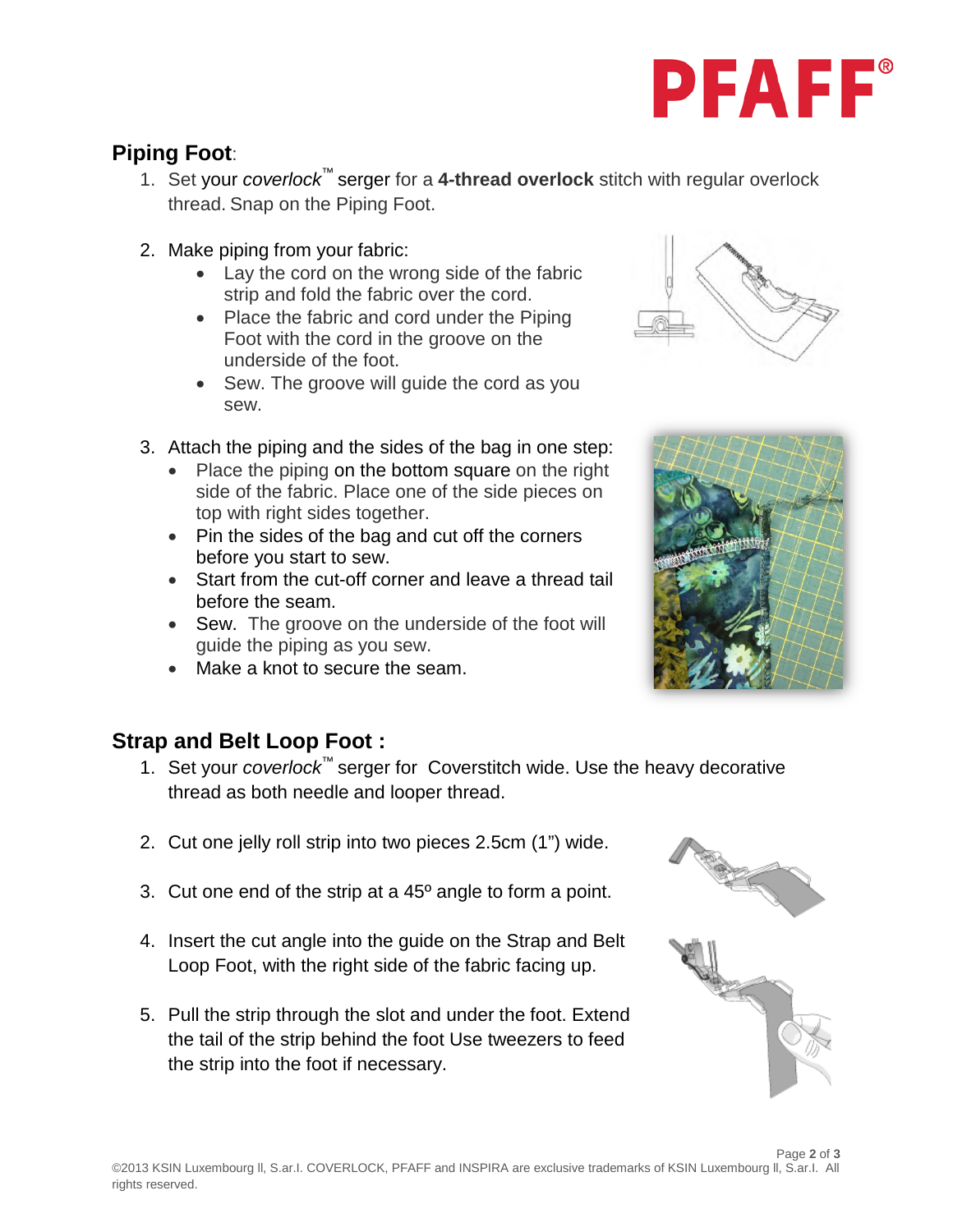## Piping Foot:

1. Set your *coverlock*™ serger for a **4-thread overlock** stitch with regular overlock thread. Snap on the Piping Foot.

2. Make piping from your fabric:
   - Lay the cord on the wrong side of the fabric strip and fold the fabric over the cord.
   - Place the fabric and cord under the Piping Foot with the cord in the groove on the underside of the foot.
   - Sew. The groove will guide the cord as you sew.

3. Attach the piping and the sides of the bag in one step:
   - Place the piping on the bottom square on the right side of the fabric. Place one of the side pieces on top with right sides together.
   - Pin the sides of the bag and cut off the corners before you start to sew.
   - Start from the cut-off corner and leave a thread tail before the seam.
   - Sew. The groove on the underside of the foot will guide the piping as you sew.
   - Make a knot to secure the seam.

## Strap and Belt Loop Foot :

1. Set your *coverlock*™ serger for Coverstitch wide. Use the heavy decorative thread as both needle and looper thread.

2. Cut one jelly roll strip into two pieces 2.5cm (1") wide.

3. Cut one end of the strip at a 45º angle to form a point.

4. Insert the cut angle into the guide on the Strap and Belt Loop Foot, with the right side of the fabric facing up.

5. Pull the strip through the slot and under the foot. Extend the tail of the strip behind the foot Use tweezers to feed the strip into the foot if necessary.

©2013 KSIN Luxembourg II, S.ar.I. COVERLOCK, PFAFF and INSPIRA are exclusive trademarks of KSIN Luxembourg II, S.ar.I. All rights reserved.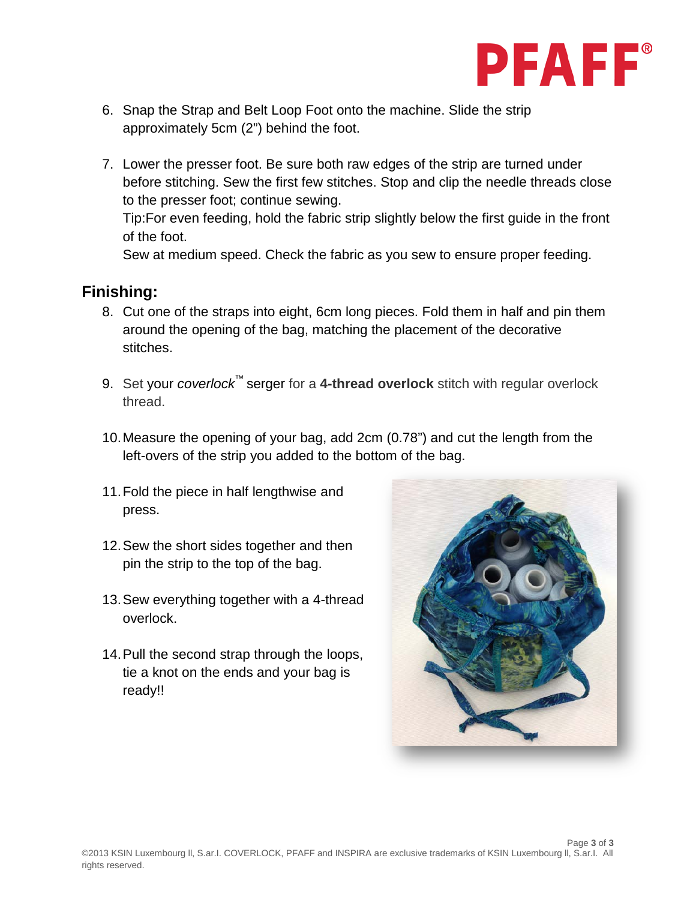6. Snap the Strap and Belt Loop Foot onto the machine. Slide the strip approximately 5cm (2") behind the foot.

7. Lower the presser foot. Be sure both raw edges of the strip are turned under before stitching. Sew the first few stitches. Stop and clip the needle threads close to the presser foot; continue sewing.
   Tip:For even feeding, hold the fabric strip slightly below the first guide in the front of the foot.
   Sew at medium speed. Check the fabric as you sew to ensure proper feeding.

## Finishing:

8. Cut one of the straps into eight, 6cm long pieces. Fold them in half and pin them around the opening of the bag, matching the placement of the decorative stitches.

9. Set your *coverlock*™ serger for a **4-thread overlock** stitch with regular overlock thread.

10. Measure the opening of your bag, add 2cm (0.78") and cut the length from the left-overs of the strip you added to the bottom of the bag.

11. Fold the piece in half lengthwise and press.

12. Sew the short sides together and then pin the strip to the top of the bag.

13. Sew everything together with a 4-thread overlock.

14. Pull the second strap through the loops, tie a knot on the ends and your bag is ready!!

©2013 KSIN Luxembourg II, S.ar.l. COVERLOCK, PFAFF and INSPIRA are exclusive trademarks of KSIN Luxembourg II, S.ar.l. All rights reserved.